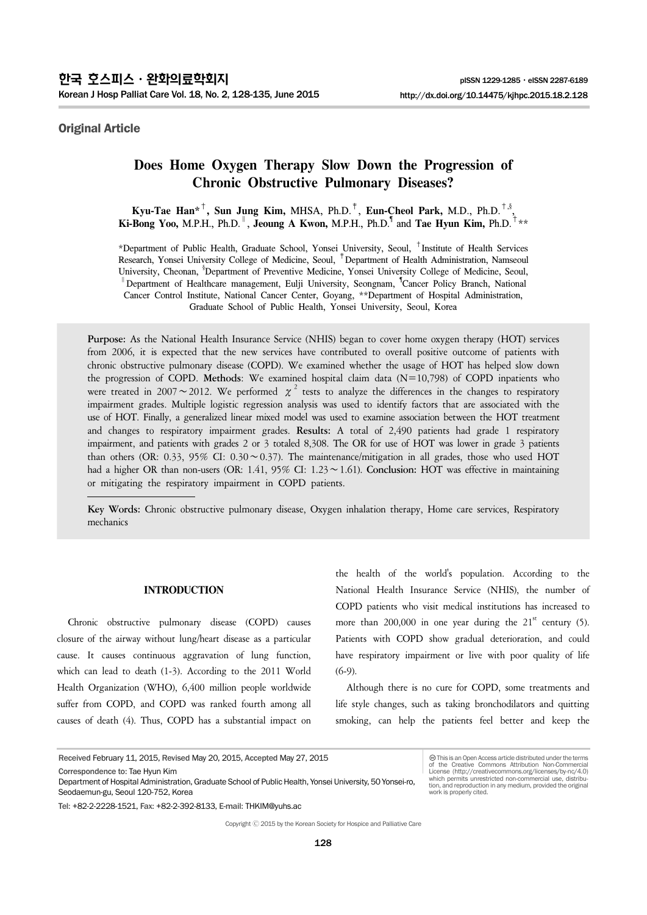Original Article

# Does Home Oxygen Therapy Slow Down the Progression of Chronic Obstructive Pulmonary Diseases?

**Kyu-Tae Han*[†], Sun Jung Kim,** MHSA, Ph.D.[‡], **Eun-Cheol Park,** M.D., Ph.D.[†,§], **Ki-Bong Yoo,** M.P.H., Ph.D.[∥], **Jeoung A Kwon,** M.P.H., Ph.D.[¶] and **Tae Hyun Kim,** Ph.D.[†]**

*Department of Public Health, Graduate School, Yonsei University, Seoul, [†]Institute of Health Services Research, Yonsei University College of Medicine, Seoul, [‡]Department of Health Administration, Namseoul University, Cheonan, [§]Department of Preventive Medicine, Yonsei University College of Medicine, Seoul, [∥]Department of Healthcare management, Eulji University, Seongnam, [¶]Cancer Policy Branch, National Cancer Control Institute, National Cancer Center, Goyang, **Department of Hospital Administration, Graduate School of Public Health, Yonsei University, Seoul, Korea

**Purpose:** As the National Health Insurance Service (NHIS) began to cover home oxygen therapy (HOT) services from 2006, it is expected that the new services have contributed to overall positive outcome of patients with chronic obstructive pulmonary disease (COPD). We examined whether the usage of HOT has helped slow down the progression of COPD. **Methods:** We examined hospital claim data (N=10,798) of COPD inpatients who were treated in 2007∼2012. We performed $\chi^2$ tests to analyze the differences in the changes to respiratory impairment grades. Multiple logistic regression analysis was used to identify factors that are associated with the use of HOT. Finally, a generalized linear mixed model was used to examine association between the HOT treatment and changes to respiratory impairment grades. **Results:** A total of 2,490 patients had grade 1 respiratory impairment, and patients with grades 2 or 3 totaled 8,308. The OR for use of HOT was lower in grade 3 patients than others (OR: 0.33, 95% CI: 0.30∼0.37). The maintenance/mitigation in all grades, those who used HOT had a higher OR than non-users (OR: 1.41, 95% CI: 1.23∼1.61). **Conclusion:** HOT was effective in maintaining or mitigating the respiratory impairment in COPD patients.

**Key Words:** Chronic obstructive pulmonary disease, Oxygen inhalation therapy, Home care services, Respiratory mechanics

## INTRODUCTION

Chronic obstructive pulmonary disease (COPD) causes closure of the airway without lung/heart disease as a particular cause. It causes continuous aggravation of lung function, which can lead to death (1-3). According to the 2011 World Health Organization (WHO), 6,400 million people worldwide suffer from COPD, and COPD was ranked fourth among all causes of death (4). Thus, COPD has a substantial impact on the health of the world's population. According to the National Health Insurance Service (NHIS), the number of COPD patients who visit medical institutions has increased to more than 200,000 in one year during the 21[st] century (5). Patients with COPD show gradual deterioration, and could have respiratory impairment or live with poor quality of life (6-9).

Although there is no cure for COPD, some treatments and life style changes, such as taking bronchodilators and quitting smoking, can help the patients feel better and keep the

Received February 11, 2015, Revised May 20, 2015, Accepted May 27, 2015

Correspondence to: Tae Hyun Kim
Department of Hospital Administration, Graduate School of Public Health, Yonsei University, 50 Yonsei-ro, Seodaemun-gu, Seoul 120-752, Korea
Tel: +82-2-2228-1521, Fax: +82-2-392-8133, E-mail: THKIM@yuhs.ac

This is an Open Access article distributed under the terms of the Creative Commons Attribution Non-Commercial License (http://creativecommons.org/licenses/by-nc/4.0) which permits unrestricted non-commercial use, distribution, and reproduction in any medium, provided the original work is properly cited.

Copyright ⓒ 2015 by the Korean Society for Hospice and Palliative Care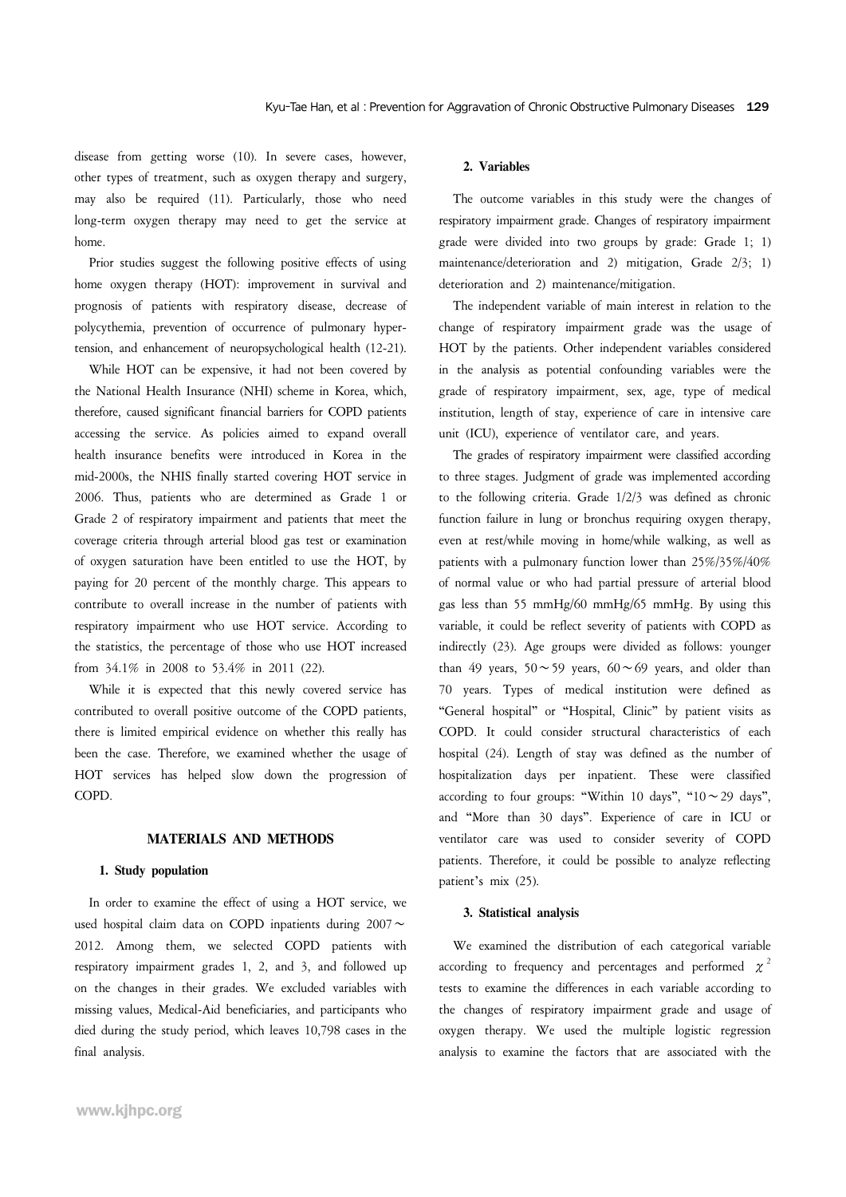disease from getting worse (10). In severe cases, however, other types of treatment, such as oxygen therapy and surgery, may also be required (11). Particularly, those who need long-term oxygen therapy may need to get the service at home.

Prior studies suggest the following positive effects of using home oxygen therapy (HOT): improvement in survival and prognosis of patients with respiratory disease, decrease of polycythemia, prevention of occurrence of pulmonary hypertension, and enhancement of neuropsychological health (12-21).

While HOT can be expensive, it had not been covered by the National Health Insurance (NHI) scheme in Korea, which, therefore, caused significant financial barriers for COPD patients accessing the service. As policies aimed to expand overall health insurance benefits were introduced in Korea in the mid-2000s, the NHIS finally started covering HOT service in 2006. Thus, patients who are determined as Grade 1 or Grade 2 of respiratory impairment and patients that meet the coverage criteria through arterial blood gas test or examination of oxygen saturation have been entitled to use the HOT, by paying for 20 percent of the monthly charge. This appears to contribute to overall increase in the number of patients with respiratory impairment who use HOT service. According to the statistics, the percentage of those who use HOT increased from 34.1% in 2008 to 53.4% in 2011 (22).

While it is expected that this newly covered service has contributed to overall positive outcome of the COPD patients, there is limited empirical evidence on whether this really has been the case. Therefore, we examined whether the usage of HOT services has helped slow down the progression of COPD.

## MATERIALS AND METHODS

### 1. Study population

In order to examine the effect of using a HOT service, we used hospital claim data on COPD inpatients during 2007～2012. Among them, we selected COPD patients with respiratory impairment grades 1, 2, and 3, and followed up on the changes in their grades. We excluded variables with missing values, Medical-Aid beneficiaries, and participants who died during the study period, which leaves 10,798 cases in the final analysis.

### 2. Variables

The outcome variables in this study were the changes of respiratory impairment grade. Changes of respiratory impairment grade were divided into two groups by grade: Grade 1; 1) maintenance/deterioration and 2) mitigation, Grade 2/3; 1) deterioration and 2) maintenance/mitigation.

The independent variable of main interest in relation to the change of respiratory impairment grade was the usage of HOT by the patients. Other independent variables considered in the analysis as potential confounding variables were the grade of respiratory impairment, sex, age, type of medical institution, length of stay, experience of care in intensive care unit (ICU), experience of ventilator care, and years.

The grades of respiratory impairment were classified according to three stages. Judgment of grade was implemented according to the following criteria. Grade 1/2/3 was defined as chronic function failure in lung or bronchus requiring oxygen therapy, even at rest/while moving in home/while walking, as well as patients with a pulmonary function lower than 25%/35%/40% of normal value or who had partial pressure of arterial blood gas less than 55 mmHg/60 mmHg/65 mmHg. By using this variable, it could be reflect severity of patients with COPD as indirectly (23). Age groups were divided as follows: younger than 49 years, 50～59 years, 60～69 years, and older than 70 years. Types of medical institution were defined as "General hospital" or "Hospital, Clinic" by patient visits as COPD. It could consider structural characteristics of each hospital (24). Length of stay was defined as the number of hospitalization days per inpatient. These were classified according to four groups: "Within 10 days", "10～29 days", and "More than 30 days". Experience of care in ICU or ventilator care was used to consider severity of COPD patients. Therefore, it could be possible to analyze reflecting patient's mix (25).

### 3. Statistical analysis

We examined the distribution of each categorical variable according to frequency and percentages and performed $\chi^2$ tests to examine the differences in each variable according to the changes of respiratory impairment grade and usage of oxygen therapy. We used the multiple logistic regression analysis to examine the factors that are associated with the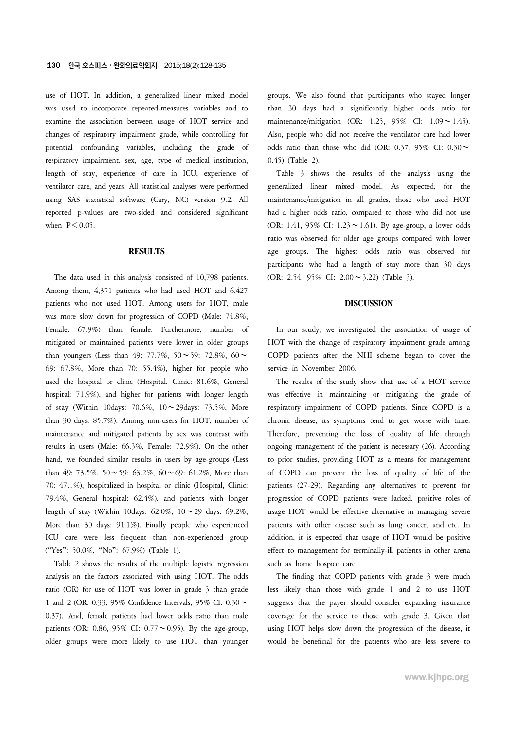use of HOT. In addition, a generalized linear mixed model was used to incorporate repeated-measures variables and to examine the association between usage of HOT service and changes of respiratory impairment grade, while controlling for potential confounding variables, including the grade of respiratory impairment, sex, age, type of medical institution, length of stay, experience of care in ICU, experience of ventilator care, and years. All statistical analyses were performed using SAS statistical software (Cary, NC) version 9.2. All reported p-values are two-sided and considered significant when $P<0.05$.

## RESULTS

The data used in this analysis consisted of 10,798 patients. Among them, 4,371 patients who had used HOT and 6,427 patients who not used HOT. Among users for HOT, male was more slow down for progression of COPD (Male: 74.8%, Female: 67.9%) than female. Furthermore, number of mitigated or maintained patients were lower in older groups than youngers (Less than 49: 77.7%, 50～59: 72.8%, 60～69: 67.8%, More than 70: 55.4%), higher for people who used the hospital or clinic (Hospital, Clinic: 81.6%, General hospital: 71.9%), and higher for patients with longer length of stay (Within 10days: 70.6%, 10～29days: 73.5%, More than 30 days: 85.7%). Among non-users for HOT, number of maintenance and mitigated patients by sex was contrast with results in users (Male: 66.3%, Female: 72.9%). On the other hand, we founded similar results in users by age-groups (Less than 49: 73.5%, 50～59: 63.2%, 60～69: 61.2%, More than 70: 47.1%), hospitalized in hospital or clinic (Hospital, Clinic: 79.4%, General hospital: 62.4%), and patients with longer length of stay (Within 10days: 62.0%, 10～29 days: 69.2%, More than 30 days: 91.1%). Finally people who experienced ICU care were less frequent than non-experienced group ("Yes": 50.0%, "No": 67.9%) (Table 1).

Table 2 shows the results of the multiple logistic regression analysis on the factors associated with using HOT. The odds ratio (OR) for use of HOT was lower in grade 3 than grade 1 and 2 (OR: 0.33, 95% Confidence Intervals; 95% CI: 0.30～0.37). And, female patients had lower odds ratio than male patients (OR: 0.86, 95% CI: 0.77～0.95). By the age-group, older groups were more likely to use HOT than younger groups. We also found that participants who stayed longer than 30 days had a significantly higher odds ratio for maintenance/mitigation (OR: 1.25, 95% CI: 1.09～1.45). Also, people who did not receive the ventilator care had lower odds ratio than those who did (OR: 0.37, 95% CI: 0.30～0.45) (Table 2).

Table 3 shows the results of the analysis using the generalized linear mixed model. As expected, for the maintenance/mitigation in all grades, those who used HOT had a higher odds ratio, compared to those who did not use (OR: 1.41, 95% CI: 1.23～1.61). By age-group, a lower odds ratio was observed for older age groups compared with lower age groups. The highest odds ratio was observed for participants who had a length of stay more than 30 days (OR: 2.54, 95% CI: 2.00～3.22) (Table 3).

## DISCUSSION

In our study, we investigated the association of usage of HOT with the change of respiratory impairment grade among COPD patients after the NHI scheme began to cover the service in November 2006.

The results of the study show that use of a HOT service was effective in maintaining or mitigating the grade of respiratory impairment of COPD patients. Since COPD is a chronic disease, its symptoms tend to get worse with time. Therefore, preventing the loss of quality of life through ongoing management of the patient is necessary (26). According to prior studies, providing HOT as a means for management of COPD can prevent the loss of quality of life of the patients (27-29). Regarding any alternatives to prevent for progression of COPD patients were lacked, positive roles of usage HOT would be effective alternative in managing severe patients with other disease such as lung cancer, and etc. In addition, it is expected that usage of HOT would be positive effect to management for terminally-ill patients in other arena such as home hospice care.

The finding that COPD patients with grade 3 were much less likely than those with grade 1 and 2 to use HOT suggests that the payer should consider expanding insurance coverage for the service to those with grade 3. Given that using HOT helps slow down the progression of the disease, it would be beneficial for the patients who are less severe to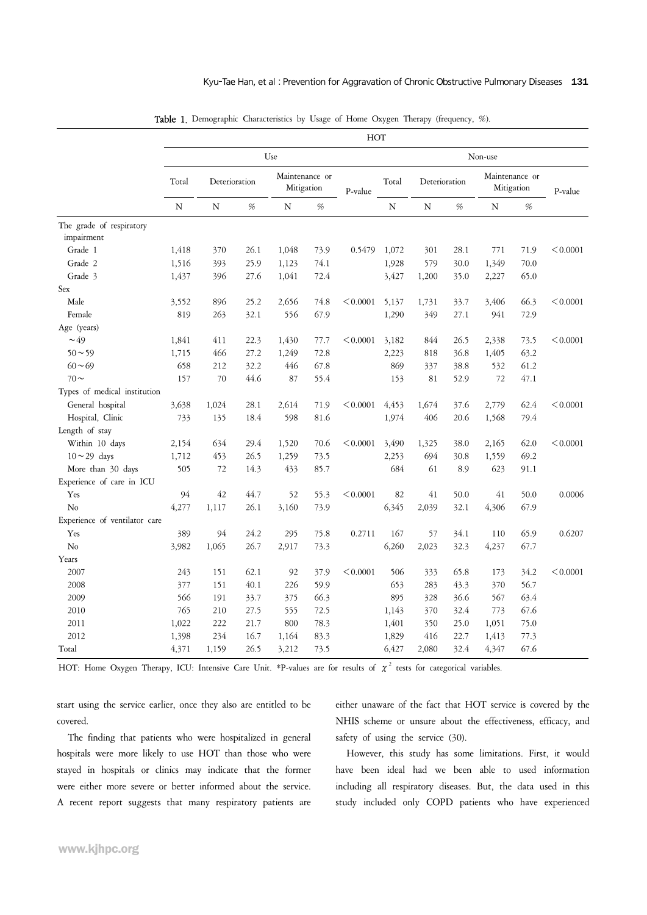**Table 1.** Demographic Characteristics by Usage of Home Oxygen Therapy (frequency, %).

| | HOT | | | | | | | | | | | |
|---|---|---|---|---|---|---|---|---|---|---|---|---|
| | Use | | | | | | Non-use | | | | | |
| | Total | Deterioration | | Maintenance or Mitigation | | P-value | Total | Deterioration | | Maintenance or Mitigation | | P-value |
| | N | N | % | N | % | | N | N | % | N | % | |
| The grade of respiratory impairment | | | | | | | | | | | | |
| Grade 1 | 1,418 | 370 | 26.1 | 1,048 | 73.9 | 0.5479 | 1,072 | 301 | 28.1 | 771 | 71.9 | <0.0001 |
| Grade 2 | 1,516 | 393 | 25.9 | 1,123 | 74.1 | | 1,928 | 579 | 30.0 | 1,349 | 70.0 | |
| Grade 3 | 1,437 | 396 | 27.6 | 1,041 | 72.4 | | 3,427 | 1,200 | 35.0 | 2,227 | 65.0 | |
| Sex | | | | | | | | | | | | |
| Male | 3,552 | 896 | 25.2 | 2,656 | 74.8 | <0.0001 | 5,137 | 1,731 | 33.7 | 3,406 | 66.3 | <0.0001 |
| Female | 819 | 263 | 32.1 | 556 | 67.9 | | 1,290 | 349 | 27.1 | 941 | 72.9 | |
| Age (years) | | | | | | | | | | | | |
| ~49 | 1,841 | 411 | 22.3 | 1,430 | 77.7 | <0.0001 | 3,182 | 844 | 26.5 | 2,338 | 73.5 | <0.0001 |
| 50~59 | 1,715 | 466 | 27.2 | 1,249 | 72.8 | | 2,223 | 818 | 36.8 | 1,405 | 63.2 | |
| 60~69 | 658 | 212 | 32.2 | 446 | 67.8 | | 869 | 337 | 38.8 | 532 | 61.2 | |
| 70~ | 157 | 70 | 44.6 | 87 | 55.4 | | 153 | 81 | 52.9 | 72 | 47.1 | |
| Types of medical institution | | | | | | | | | | | | |
| General hospital | 3,638 | 1,024 | 28.1 | 2,614 | 71.9 | <0.0001 | 4,453 | 1,674 | 37.6 | 2,779 | 62.4 | <0.0001 |
| Hospital, Clinic | 733 | 135 | 18.4 | 598 | 81.6 | | 1,974 | 406 | 20.6 | 1,568 | 79.4 | |
| Length of stay | | | | | | | | | | | | |
| Within 10 days | 2,154 | 634 | 29.4 | 1,520 | 70.6 | <0.0001 | 3,490 | 1,325 | 38.0 | 2,165 | 62.0 | <0.0001 |
| 10~29 days | 1,712 | 453 | 26.5 | 1,259 | 73.5 | | 2,253 | 694 | 30.8 | 1,559 | 69.2 | |
| More than 30 days | 505 | 72 | 14.3 | 433 | 85.7 | | 684 | 61 | 8.9 | 623 | 91.1 | |
| Experience of care in ICU | | | | | | | | | | | | |
| Yes | 94 | 42 | 44.7 | 52 | 55.3 | <0.0001 | 82 | 41 | 50.0 | 41 | 50.0 | 0.0006 |
| No | 4,277 | 1,117 | 26.1 | 3,160 | 73.9 | | 6,345 | 2,039 | 32.1 | 4,306 | 67.9 | |
| Experience of ventilator care | | | | | | | | | | | | |
| Yes | 389 | 94 | 24.2 | 295 | 75.8 | 0.2711 | 167 | 57 | 34.1 | 110 | 65.9 | 0.6207 |
| No | 3,982 | 1,065 | 26.7 | 2,917 | 73.3 | | 6,260 | 2,023 | 32.3 | 4,237 | 67.7 | |
| Years | | | | | | | | | | | | |
| 2007 | 243 | 151 | 62.1 | 92 | 37.9 | <0.0001 | 506 | 333 | 65.8 | 173 | 34.2 | <0.0001 |
| 2008 | 377 | 151 | 40.1 | 226 | 59.9 | | 653 | 283 | 43.3 | 370 | 56.7 | |
| 2009 | 566 | 191 | 33.7 | 375 | 66.3 | | 895 | 328 | 36.6 | 567 | 63.4 | |
| 2010 | 765 | 210 | 27.5 | 555 | 72.5 | | 1,143 | 370 | 32.4 | 773 | 67.6 | |
| 2011 | 1,022 | 222 | 21.7 | 800 | 78.3 | | 1,401 | 350 | 25.0 | 1,051 | 75.0 | |
| 2012 | 1,398 | 234 | 16.7 | 1,164 | 83.3 | | 1,829 | 416 | 22.7 | 1,413 | 77.3 | |
| Total | 4,371 | 1,159 | 26.5 | 3,212 | 73.5 | | 6,427 | 2,080 | 32.4 | 4,347 | 67.6 | |

HOT: Home Oxygen Therapy, ICU: Intensive Care Unit. *P-values are for results of $\chi^2$ tests for categorical variables.

start using the service earlier, once they also are entitled to be covered.

The finding that patients who were hospitalized in general hospitals were more likely to use HOT than those who were stayed in hospitals or clinics may indicate that the former were either more severe or better informed about the service. A recent report suggests that many respiratory patients are either unaware of the fact that HOT service is covered by the NHIS scheme or unsure about the effectiveness, efficacy, and safety of using the service (30).

However, this study has some limitations. First, it would have been ideal had we been able to used information including all respiratory diseases. But, the data used in this study included only COPD patients who have experienced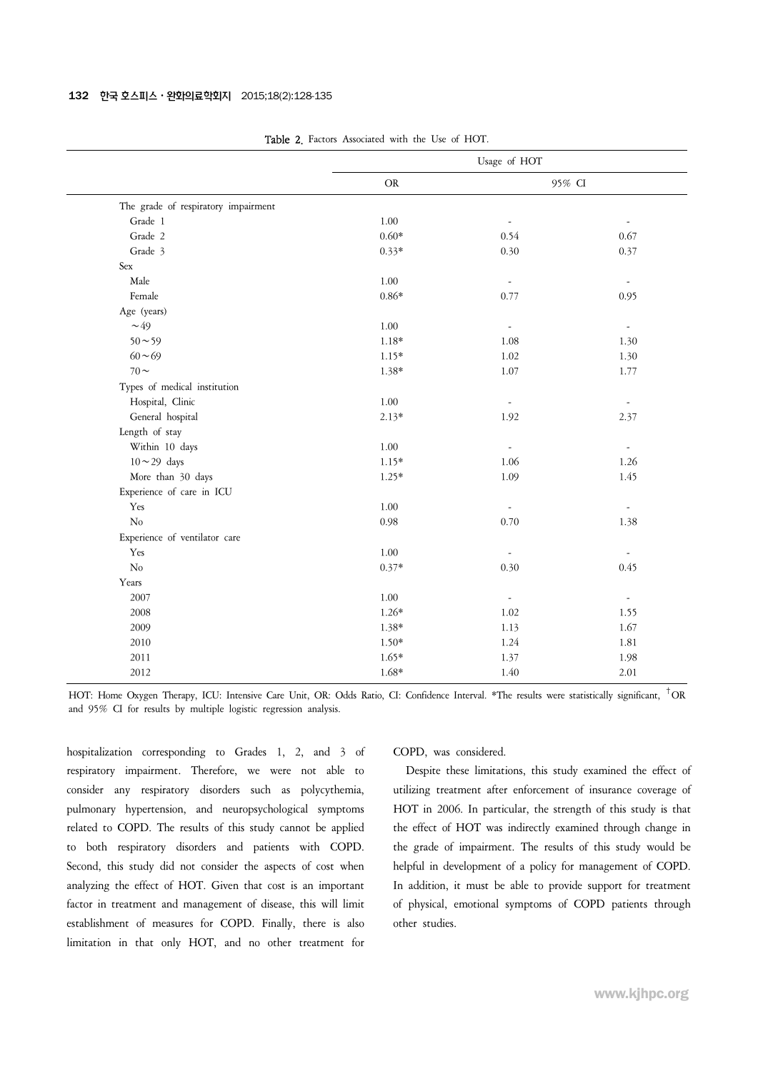Table 2. Factors Associated with the Use of HOT.

| | Usage of HOT | | |
|---|---|---|---|
| | OR | 95% CI | |
| The grade of respiratory impairment | | | |
| Grade 1 | 1.00 | - | - |
| Grade 2 | 0.60* | 0.54 | 0.67 |
| Grade 3 | 0.33* | 0.30 | 0.37 |
| Sex | | | |
| Male | 1.00 | - | - |
| Female | 0.86* | 0.77 | 0.95 |
| Age (years) | | | |
| ～49 | 1.00 | - | - |
| 50～59 | 1.18* | 1.08 | 1.30 |
| 60～69 | 1.15* | 1.02 | 1.30 |
| 70～ | 1.38* | 1.07 | 1.77 |
| Types of medical institution | | | |
| Hospital, Clinic | 1.00 | - | - |
| General hospital | 2.13* | 1.92 | 2.37 |
| Length of stay | | | |
| Within 10 days | 1.00 | - | - |
| 10～29 days | 1.15* | 1.06 | 1.26 |
| More than 30 days | 1.25* | 1.09 | 1.45 |
| Experience of care in ICU | | | |
| Yes | 1.00 | - | - |
| No | 0.98 | 0.70 | 1.38 |
| Experience of ventilator care | | | |
| Yes | 1.00 | - | - |
| No | 0.37* | 0.30 | 0.45 |
| Years | | | |
| 2007 | 1.00 | - | - |
| 2008 | 1.26* | 1.02 | 1.55 |
| 2009 | 1.38* | 1.13 | 1.67 |
| 2010 | 1.50* | 1.24 | 1.81 |
| 2011 | 1.65* | 1.37 | 1.98 |
| 2012 | 1.68* | 1.40 | 2.01 |

HOT: Home Oxygen Therapy, ICU: Intensive Care Unit, OR: Odds Ratio, CI: Confidence Interval. *The results were statistically significant, †OR and 95% CI for results by multiple logistic regression analysis.

hospitalization corresponding to Grades 1, 2, and 3 of respiratory impairment. Therefore, we were not able to consider any respiratory disorders such as polycythemia, pulmonary hypertension, and neuropsychological symptoms related to COPD. The results of this study cannot be applied to both respiratory disorders and patients with COPD. Second, this study did not consider the aspects of cost when analyzing the effect of HOT. Given that cost is an important factor in treatment and management of disease, this will limit establishment of measures for COPD. Finally, there is also limitation in that only HOT, and no other treatment for COPD, was considered.

Despite these limitations, this study examined the effect of utilizing treatment after enforcement of insurance coverage of HOT in 2006. In particular, the strength of this study is that the effect of HOT was indirectly examined through change in the grade of impairment. The results of this study would be helpful in development of a policy for management of COPD. In addition, it must be able to provide support for treatment of physical, emotional symptoms of COPD patients through other studies.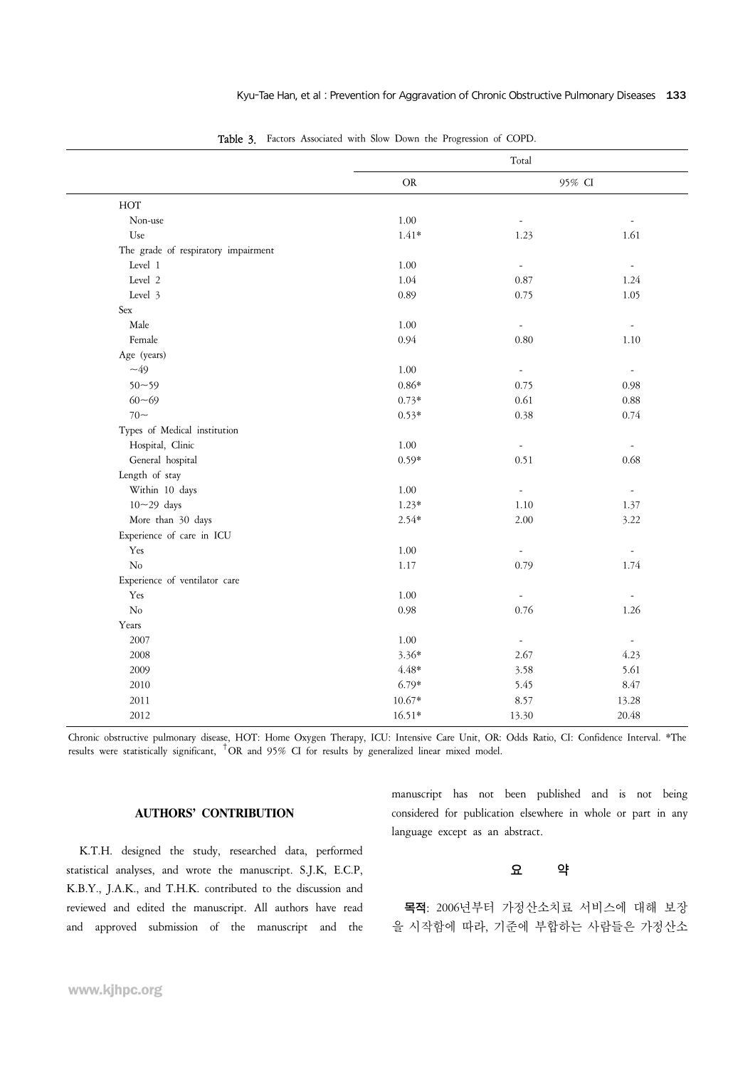Table 3. Factors Associated with Slow Down the Progression of COPD.

| | Total | | |
|---|---|---|---|
| | OR | 95% CI | |
| HOT | | | |
| Non-use | 1.00 | - | - |
| Use | 1.41* | 1.23 | 1.61 |
| The grade of respiratory impairment | | | |
| Level 1 | 1.00 | - | - |
| Level 2 | 1.04 | 0.87 | 1.24 |
| Level 3 | 0.89 | 0.75 | 1.05 |
| Sex | | | |
| Male | 1.00 | - | - |
| Female | 0.94 | 0.80 | 1.10 |
| Age (years) | | | |
| ~49 | 1.00 | - | - |
| 50~59 | 0.86* | 0.75 | 0.98 |
| 60~69 | 0.73* | 0.61 | 0.88 |
| 70~ | 0.53* | 0.38 | 0.74 |
| Types of Medical institution | | | |
| Hospital, Clinic | 1.00 | - | - |
| General hospital | 0.59* | 0.51 | 0.68 |
| Length of stay | | | |
| Within 10 days | 1.00 | - | - |
| 10~29 days | 1.23* | 1.10 | 1.37 |
| More than 30 days | 2.54* | 2.00 | 3.22 |
| Experience of care in ICU | | | |
| Yes | 1.00 | - | - |
| No | 1.17 | 0.79 | 1.74 |
| Experience of ventilator care | | | |
| Yes | 1.00 | - | - |
| No | 0.98 | 0.76 | 1.26 |
| Years | | | |
| 2007 | 1.00 | - | - |
| 2008 | 3.36* | 2.67 | 4.23 |
| 2009 | 4.48* | 3.58 | 5.61 |
| 2010 | 6.79* | 5.45 | 8.47 |
| 2011 | 10.67* | 8.57 | 13.28 |
| 2012 | 16.51* | 13.30 | 20.48 |

Chronic obstructive pulmonary disease, HOT: Home Oxygen Therapy, ICU: Intensive Care Unit, OR: Odds Ratio, CI: Confidence Interval. *The results were statistically significant, †OR and 95% CI for results by generalized linear mixed model.

## AUTHORS' CONTRIBUTION

K.T.H. designed the study, researched data, performed statistical analyses, and wrote the manuscript. S.J.K, E.C.P, K.B.Y., J.A.K., and T.H.K. contributed to the discussion and reviewed and edited the manuscript. All authors have read and approved submission of the manuscript and the manuscript has not been published and is not being considered for publication elsewhere in whole or part in any language except as an abstract.

## 요 약

**목적**: 2006년부터 가정산소치료 서비스에 대해 보장을 시작함에 따라, 기준에 부합하는 사람들은 가정산소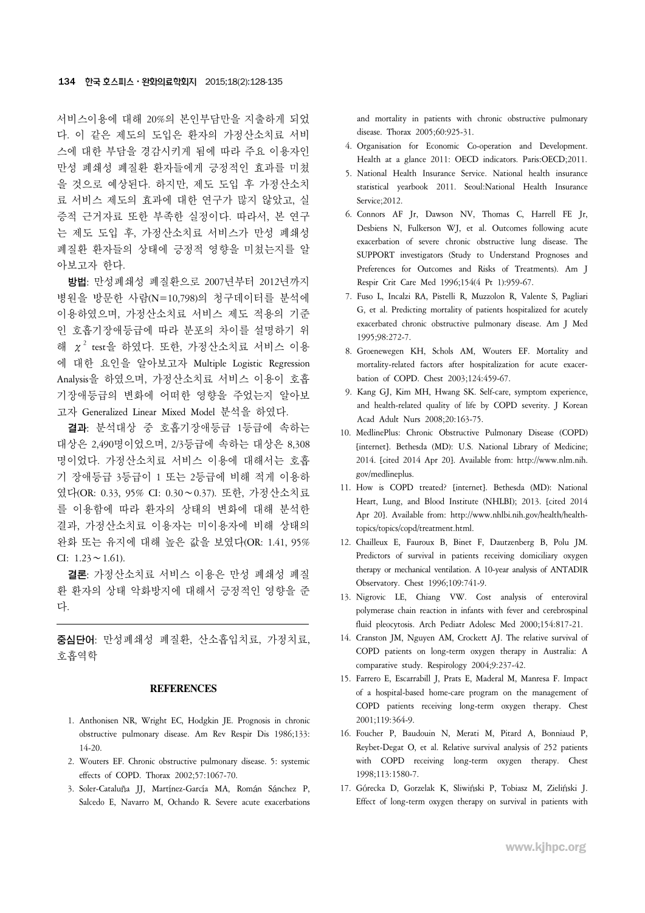서비스이용에 대해 20%의 본인부담만을 지출하게 되었다. 이 같은 제도의 도입은 환자의 가정산소치료 서비스에 대한 부담을 경감시키게 됨에 따라 주요 이용자인 만성 폐쇄성 폐질환 환자들에게 긍정적인 효과를 미쳤을 것으로 예상된다. 하지만, 제도 도입 후 가정산소치료 서비스 제도의 효과에 대한 연구가 많지 않았고, 실증적 근거자료 또한 부족한 실정이다. 따라서, 본 연구는 제도 도입 후, 가정산소치료 서비스가 만성 폐쇄성 폐질환 환자들의 상태에 긍정적 영향을 미쳤는지를 알아보고자 한다.

**방법**: 만성폐쇄성 폐질환으로 2007년부터 2012년까지 병원을 방문한 사람(N=10,798)의 청구데이터를 분석에 이용하였으며, 가정산소치료 서비스 제도 적용의 기준인 호흡기장애등급에 따라 분포의 차이를 설명하기 위해 $\chi^2$ test을 하였다. 또한, 가정산소치료 서비스 이용에 대한 요인을 알아보고자 Multiple Logistic Regression Analysis을 하였으며, 가정산소치료 서비스 이용이 호흡기장애등급의 변화에 어떠한 영향을 주었는지 알아보고자 Generalized Linear Mixed Model 분석을 하였다.

**결과**: 분석대상 중 호흡기장애등급 1등급에 속하는 대상은 2,490명이었으며, 2/3등급에 속하는 대상은 8,308명이었다. 가정산소치료 서비스 이용에 대해서는 호흡기 장애등급 3등급이 1 또는 2등급에 비해 적게 이용하였다(OR: 0.33, 95% CI: 0.30∼0.37). 또한, 가정산소치료를 이용함에 따라 환자의 상태의 변화에 대해 분석한 결과, 가정산소치료 이용자는 미이용자에 비해 상태의 완화 또는 유지에 대해 높은 값을 보였다(OR: 1.41, 95% CI: 1.23∼1.61).

**결론**: 가정산소치료 서비스 이용은 만성 폐쇄성 폐질환 환자의 상태 악화방지에 대해서 긍정적인 영향을 준다.

---

**중심단어**: 만성폐쇄성 폐질환, 산소흡입치료, 가정치료, 호흡역학

## REFERENCES

1. Anthonisen NR, Wright EC, Hodgkin JE. Prognosis in chronic obstructive pulmonary disease. Am Rev Respir Dis 1986;133: 14-20.
2. Wouters EF. Chronic obstructive pulmonary disease. 5: systemic effects of COPD. Thorax 2002;57:1067-70.
3. Soler-Cataluña JJ, Martínez-García MA, Román Sánchez P, Salcedo E, Navarro M, Ochando R. Severe acute exacerbations and mortality in patients with chronic obstructive pulmonary disease. Thorax 2005;60:925-31.
4. Organisation for Economic Co-operation and Development. Health at a glance 2011: OECD indicators. Paris:OECD;2011.
5. National Health Insurance Service. National health insurance statistical yearbook 2011. Seoul:National Health Insurance Service;2012.
6. Connors AF Jr, Dawson NV, Thomas C, Harrell FE Jr, Desbiens N, Fulkerson WJ, et al. Outcomes following acute exacerbation of severe chronic obstructive lung disease. The SUPPORT investigators (Study to Understand Prognoses and Preferences for Outcomes and Risks of Treatments). Am J Respir Crit Care Med 1996;154(4 Pt 1):959-67.
7. Fuso L, Incalzi RA, Pistelli R, Muzzolon R, Valente S, Pagliari G, et al. Predicting mortality of patients hospitalized for acutely exacerbated chronic obstructive pulmonary disease. Am J Med 1995;98:272-7.
8. Groenewegen KH, Schols AM, Wouters EF. Mortality and mortality-related factors after hospitalization for acute exacerbation of COPD. Chest 2003;124:459-67.
9. Kang GJ, Kim MH, Hwang SK. Self-care, symptom experience, and health-related quality of life by COPD severity. J Korean Acad Adult Nurs 2008;20:163-75.
10. MedlinePlus: Chronic Obstructive Pulmonary Disease (COPD) [internet]. Bethesda (MD): U.S. National Library of Medicine; 2014. [cited 2014 Apr 20]. Available from: http://www.nlm.nih.gov/medlineplus.
11. How is COPD treated? [internet]. Bethesda (MD): National Heart, Lung, and Blood Institute (NHLBI); 2013. [cited 2014 Apr 20]. Available from: http://www.nhlbi.nih.gov/health/health-topics/topics/copd/treatment.html.
12. Chailleux E, Fauroux B, Binet F, Dautzenberg B, Polu JM. Predictors of survival in patients receiving domiciliary oxygen therapy or mechanical ventilation. A 10-year analysis of ANTADIR Observatory. Chest 1996;109:741-9.
13. Nigrovic LE, Chiang VW. Cost analysis of enteroviral polymerase chain reaction in infants with fever and cerebrospinal fluid pleocytosis. Arch Pediatr Adolesc Med 2000;154:817-21.
14. Cranston JM, Nguyen AM, Crockett AJ. The relative survival of COPD patients on long-term oxygen therapy in Australia: A comparative study. Respirology 2004;9:237-42.
15. Farrero E, Escarrabill J, Prats E, Maderal M, Manresa F. Impact of a hospital-based home-care program on the management of COPD patients receiving long-term oxygen therapy. Chest 2001;119:364-9.
16. Foucher P, Baudouin N, Merati M, Pitard A, Bonniaud P, Reybet-Degat O, et al. Relative survival analysis of 252 patients with COPD receiving long-term oxygen therapy. Chest 1998;113:1580-7.
17. Górecka D, Gorzelak K, Sliwiński P, Tobiasz M, Zieliński J. Effect of long-term oxygen therapy on survival in patients with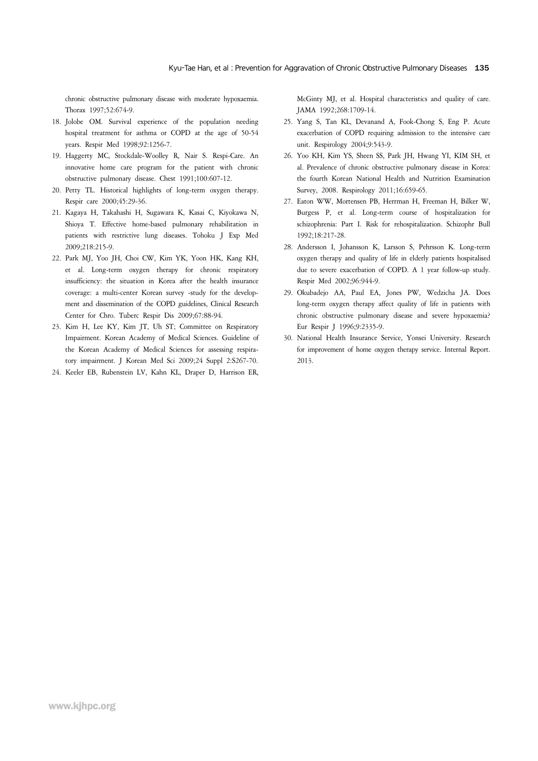chronic obstructive pulmonary disease with moderate hypoxaemia. Thorax 1997;52:674-9.

18. Jolobe OM. Survival experience of the population needing hospital treatment for asthma or COPD at the age of 50-54 years. Respir Med 1998;92:1256-7.
19. Haggerty MC, Stockdale-Woolley R, Nair S. Respi-Care. An innovative home care program for the patient with chronic obstructive pulmonary disease. Chest 1991;100:607-12.
20. Petty TL. Historical highlights of long-term oxygen therapy. Respir care 2000;45:29-36.
21. Kagaya H, Takahashi H, Sugawara K, Kasai C, Kiyokawa N, Shioya T. Effective home-based pulmonary rehabilitation in patients with restrictive lung diseases. Tohoku J Exp Med 2009;218:215-9.
22. Park MJ, Yoo JH, Choi CW, Kim YK, Yoon HK, Kang KH, et al. Long-term oxygen therapy for chronic respiratory insufficiency: the situation in Korea after the health insurance coverage: a multi-center Korean survey -study for the development and dissemination of the COPD guidelines, Clinical Research Center for Chro. Tuberc Respir Dis 2009;67:88-94.
23. Kim H, Lee KY, Kim JT, Uh ST; Committee on Respiratory Impairment. Korean Academy of Medical Sciences. Guideline of the Korean Academy of Medical Sciences for assessing respiratory impairment. J Korean Med Sci 2009;24 Suppl 2:S267-70.
24. Keeler EB, Rubenstein LV, Kahn KL, Draper D, Harrison ER, McGinty MJ, et al. Hospital characteristics and quality of care. JAMA 1992;268:1709-14.
25. Yang S, Tan KL, Devanand A, Fook-Chong S, Eng P. Acute exacerbation of COPD requiring admission to the intensive care unit. Respirology 2004;9:543-9.
26. Yoo KH, Kim YS, Sheen SS, Park JH, Hwang YI, KIM SH, et al. Prevalence of chronic obstructive pulmonary disease in Korea: the fourth Korean National Health and Nutrition Examination Survey, 2008. Respirology 2011;16:659-65.
27. Eaton WW, Mortensen PB, Herrman H, Freeman H, Bilker W, Burgess P, et al. Long-term course of hospitalization for schizophrenia: Part I. Risk for rehospitalization. Schizophr Bull 1992;18:217-28.
28. Andersson I, Johansson K, Larsson S, Pehrsson K. Long-term oxygen therapy and quality of life in elderly patients hospitalised due to severe exacerbation of COPD. A 1 year follow-up study. Respir Med 2002;96:944-9.
29. Okubadejo AA, Paul EA, Jones PW, Wedzicha JA. Does long-term oxygen therapy affect quality of life in patients with chronic obstructive pulmonary disease and severe hypoxaemia? Eur Respir J 1996;9:2335-9.
30. National Health Insurance Service, Yonsei University. Research for improvement of home oxygen therapy service. Internal Report. 2013.